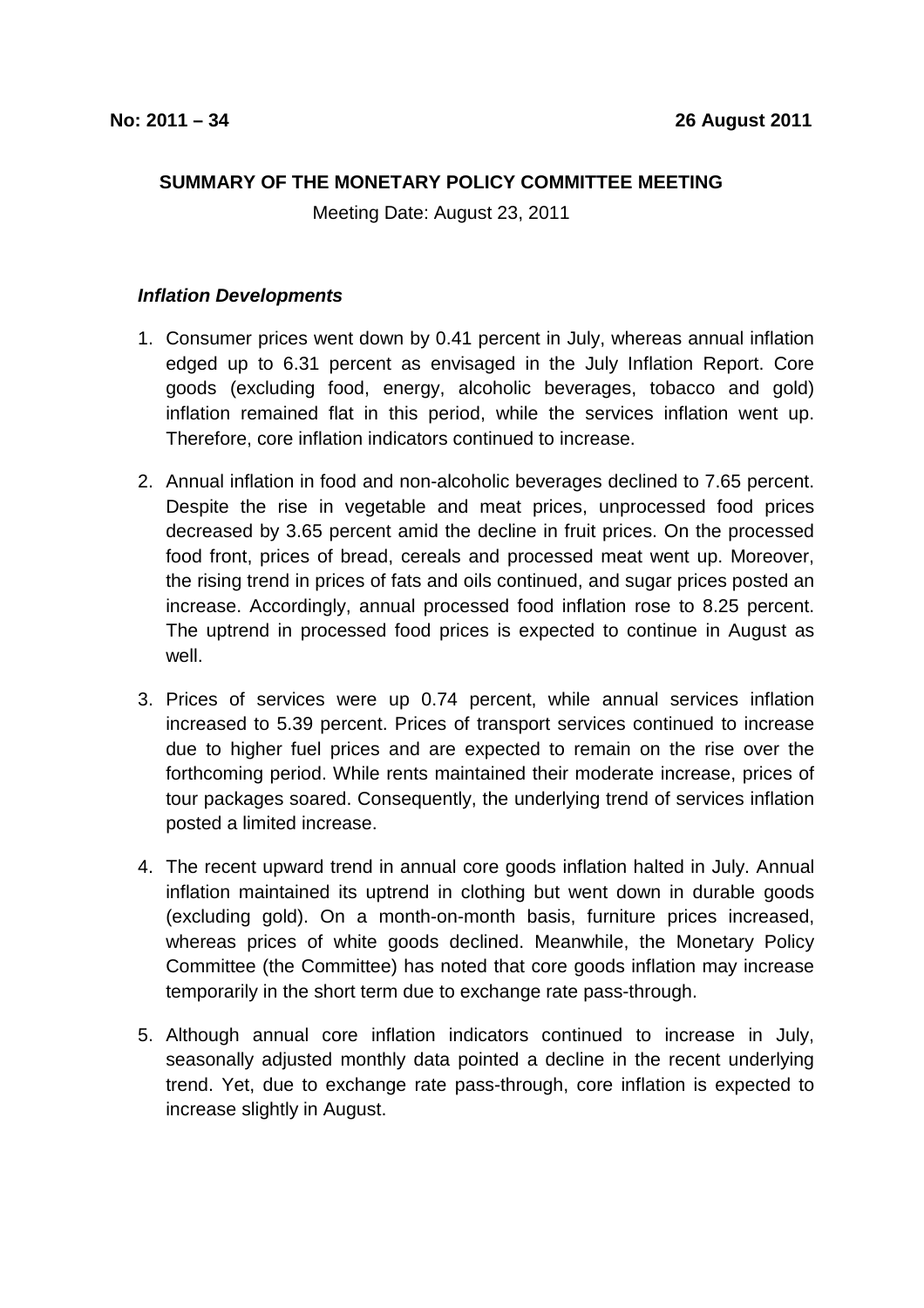**No: 2011 – 34** **26 August 2011**

**SUMMARY OF THE MONETARY POLICY COMMITTEE MEETING**

Meeting Date: August 23, 2011

***Inflation Developments***

1. Consumer prices went down by 0.41 percent in July, whereas annual inflation edged up to 6.31 percent as envisaged in the July Inflation Report. Core goods (excluding food, energy, alcoholic beverages, tobacco and gold) inflation remained flat in this period, while the services inflation went up. Therefore, core inflation indicators continued to increase.

2. Annual inflation in food and non-alcoholic beverages declined to 7.65 percent. Despite the rise in vegetable and meat prices, unprocessed food prices decreased by 3.65 percent amid the decline in fruit prices. On the processed food front, prices of bread, cereals and processed meat went up. Moreover, the rising trend in prices of fats and oils continued, and sugar prices posted an increase. Accordingly, annual processed food inflation rose to 8.25 percent. The uptrend in processed food prices is expected to continue in August as well.

3. Prices of services were up 0.74 percent, while annual services inflation increased to 5.39 percent. Prices of transport services continued to increase due to higher fuel prices and are expected to remain on the rise over the forthcoming period. While rents maintained their moderate increase, prices of tour packages soared. Consequently, the underlying trend of services inflation posted a limited increase.

4. The recent upward trend in annual core goods inflation halted in July. Annual inflation maintained its uptrend in clothing but went down in durable goods (excluding gold). On a month-on-month basis, furniture prices increased, whereas prices of white goods declined. Meanwhile, the Monetary Policy Committee (the Committee) has noted that core goods inflation may increase temporarily in the short term due to exchange rate pass-through.

5. Although annual core inflation indicators continued to increase in July, seasonally adjusted monthly data pointed a decline in the recent underlying trend. Yet, due to exchange rate pass-through, core inflation is expected to increase slightly in August.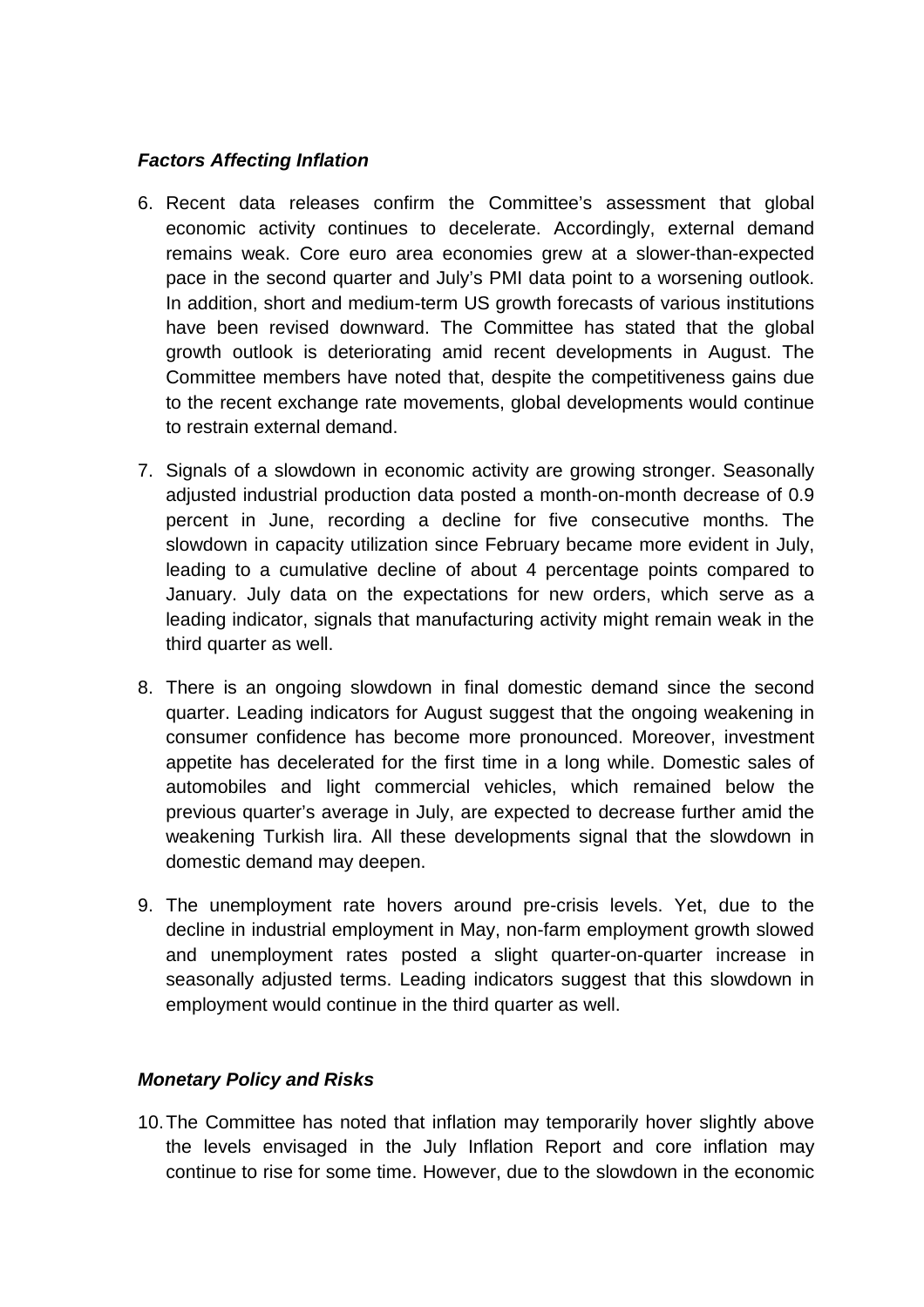### *Factors Affecting Inflation*

6. Recent data releases confirm the Committee's assessment that global economic activity continues to decelerate. Accordingly, external demand remains weak. Core euro area economies grew at a slower-than-expected pace in the second quarter and July's PMI data point to a worsening outlook. In addition, short and medium-term US growth forecasts of various institutions have been revised downward. The Committee has stated that the global growth outlook is deteriorating amid recent developments in August. The Committee members have noted that, despite the competitiveness gains due to the recent exchange rate movements, global developments would continue to restrain external demand.

7. Signals of a slowdown in economic activity are growing stronger. Seasonally adjusted industrial production data posted a month-on-month decrease of 0.9 percent in June, recording a decline for five consecutive months. The slowdown in capacity utilization since February became more evident in July, leading to a cumulative decline of about 4 percentage points compared to January. July data on the expectations for new orders, which serve as a leading indicator, signals that manufacturing activity might remain weak in the third quarter as well.

8. There is an ongoing slowdown in final domestic demand since the second quarter. Leading indicators for August suggest that the ongoing weakening in consumer confidence has become more pronounced. Moreover, investment appetite has decelerated for the first time in a long while. Domestic sales of automobiles and light commercial vehicles, which remained below the previous quarter's average in July, are expected to decrease further amid the weakening Turkish lira. All these developments signal that the slowdown in domestic demand may deepen.

9. The unemployment rate hovers around pre-crisis levels. Yet, due to the decline in industrial employment in May, non-farm employment growth slowed and unemployment rates posted a slight quarter-on-quarter increase in seasonally adjusted terms. Leading indicators suggest that this slowdown in employment would continue in the third quarter as well.

### *Monetary Policy and Risks*

10. The Committee has noted that inflation may temporarily hover slightly above the levels envisaged in the July Inflation Report and core inflation may continue to rise for some time. However, due to the slowdown in the economic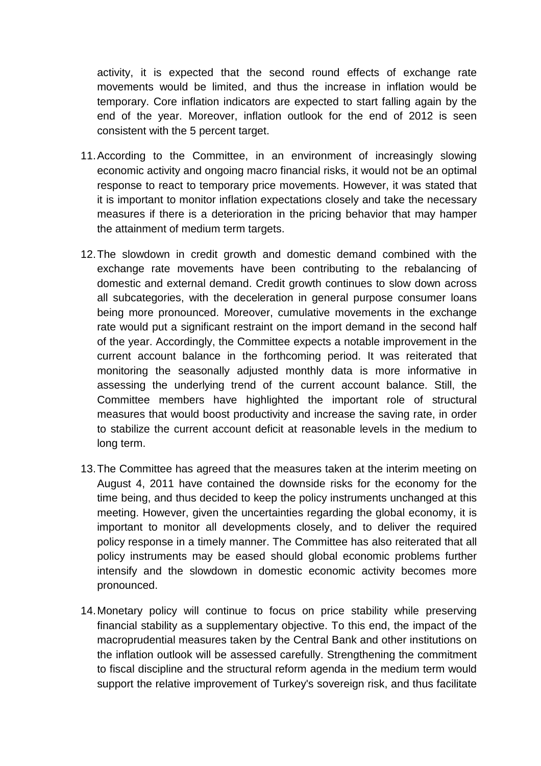activity, it is expected that the second round effects of exchange rate movements would be limited, and thus the increase in inflation would be temporary. Core inflation indicators are expected to start falling again by the end of the year. Moreover, inflation outlook for the end of 2012 is seen consistent with the 5 percent target.

11. According to the Committee, in an environment of increasingly slowing economic activity and ongoing macro financial risks, it would not be an optimal response to react to temporary price movements. However, it was stated that it is important to monitor inflation expectations closely and take the necessary measures if there is a deterioration in the pricing behavior that may hamper the attainment of medium term targets.

12. The slowdown in credit growth and domestic demand combined with the exchange rate movements have been contributing to the rebalancing of domestic and external demand. Credit growth continues to slow down across all subcategories, with the deceleration in general purpose consumer loans being more pronounced. Moreover, cumulative movements in the exchange rate would put a significant restraint on the import demand in the second half of the year. Accordingly, the Committee expects a notable improvement in the current account balance in the forthcoming period. It was reiterated that monitoring the seasonally adjusted monthly data is more informative in assessing the underlying trend of the current account balance. Still, the Committee members have highlighted the important role of structural measures that would boost productivity and increase the saving rate, in order to stabilize the current account deficit at reasonable levels in the medium to long term.

13. The Committee has agreed that the measures taken at the interim meeting on August 4, 2011 have contained the downside risks for the economy for the time being, and thus decided to keep the policy instruments unchanged at this meeting. However, given the uncertainties regarding the global economy, it is important to monitor all developments closely, and to deliver the required policy response in a timely manner. The Committee has also reiterated that all policy instruments may be eased should global economic problems further intensify and the slowdown in domestic economic activity becomes more pronounced.

14. Monetary policy will continue to focus on price stability while preserving financial stability as a supplementary objective. To this end, the impact of the macroprudential measures taken by the Central Bank and other institutions on the inflation outlook will be assessed carefully. Strengthening the commitment to fiscal discipline and the structural reform agenda in the medium term would support the relative improvement of Turkey's sovereign risk, and thus facilitate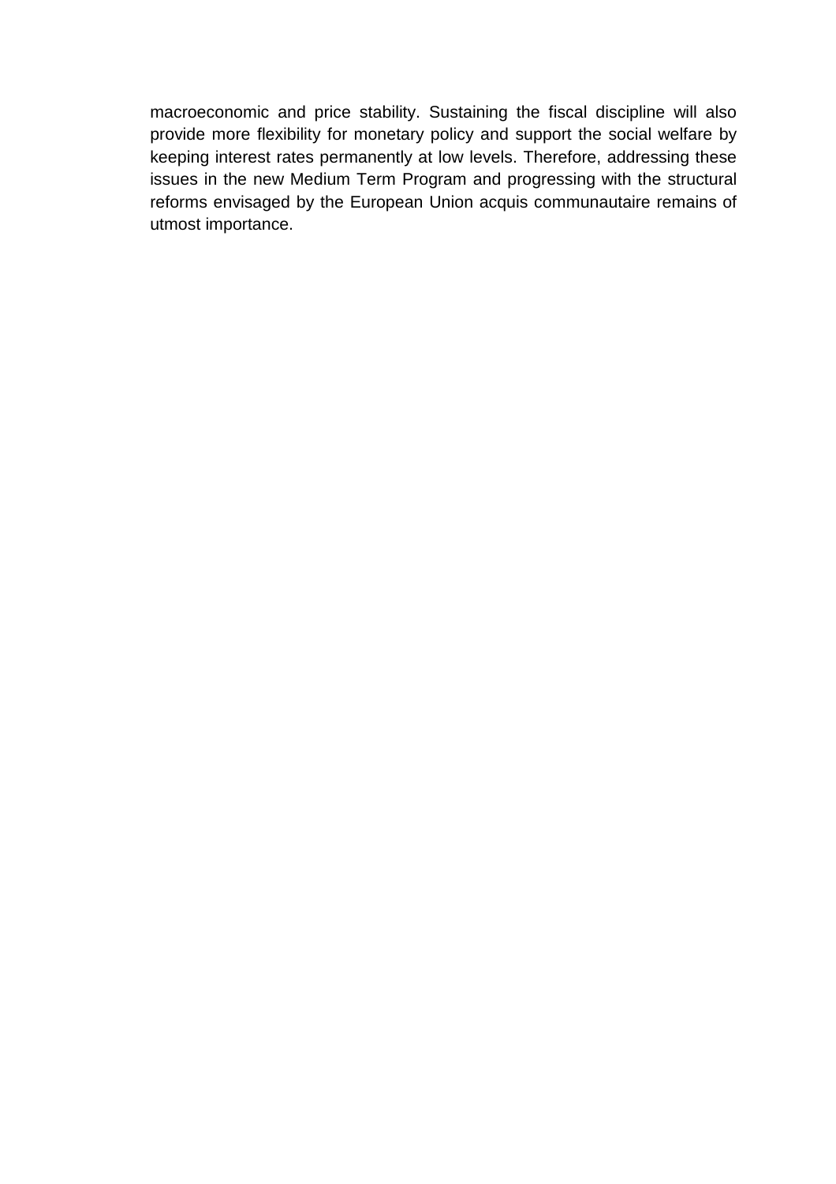macroeconomic and price stability. Sustaining the fiscal discipline will also provide more flexibility for monetary policy and support the social welfare by keeping interest rates permanently at low levels. Therefore, addressing these issues in the new Medium Term Program and progressing with the structural reforms envisaged by the European Union acquis communautaire remains of utmost importance.